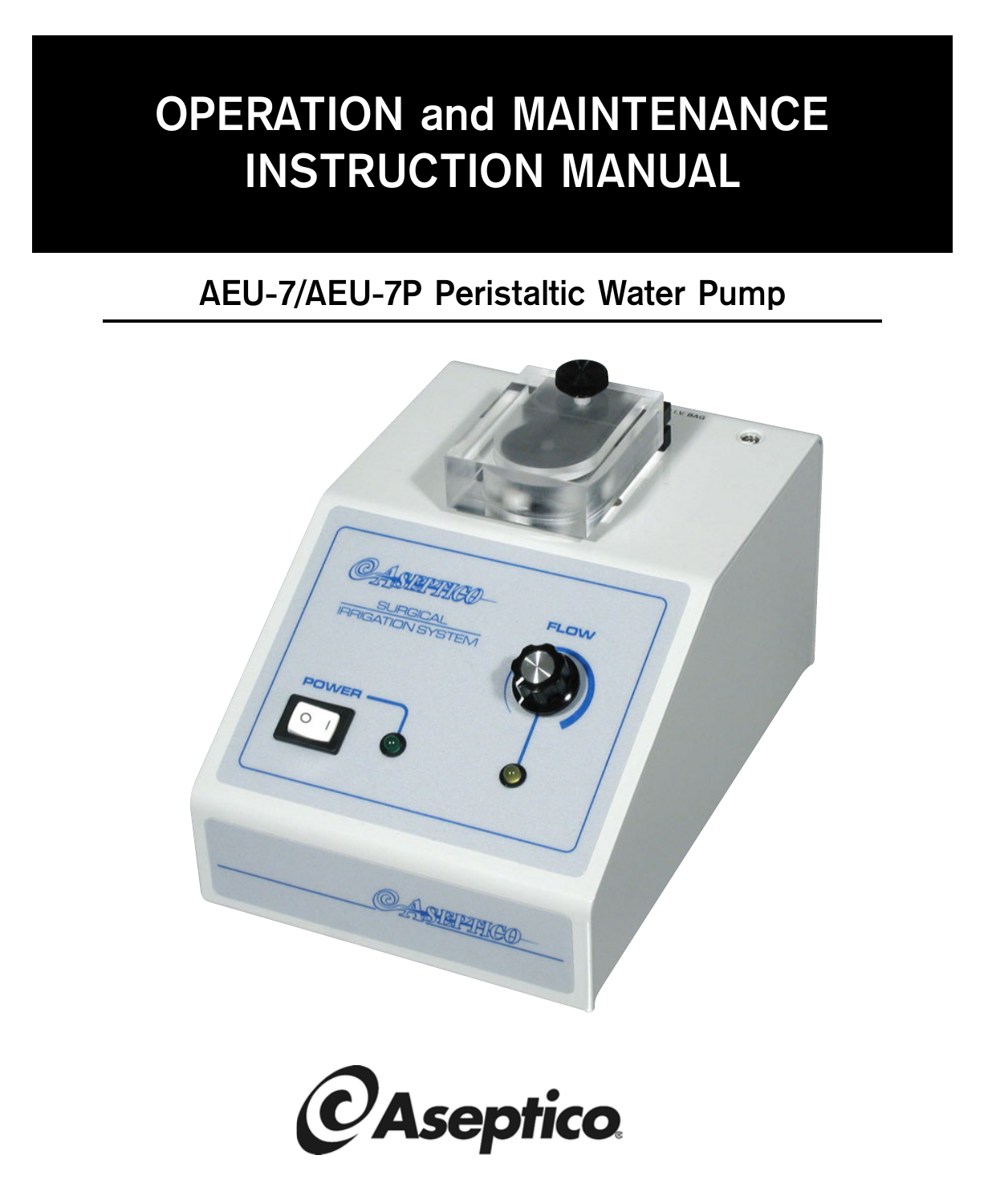# OPERATION and MAINTENANCE INSTRUCTION MANUAL

## AEU-7/AEU-7P Peristaltic Water Pump

Aseptico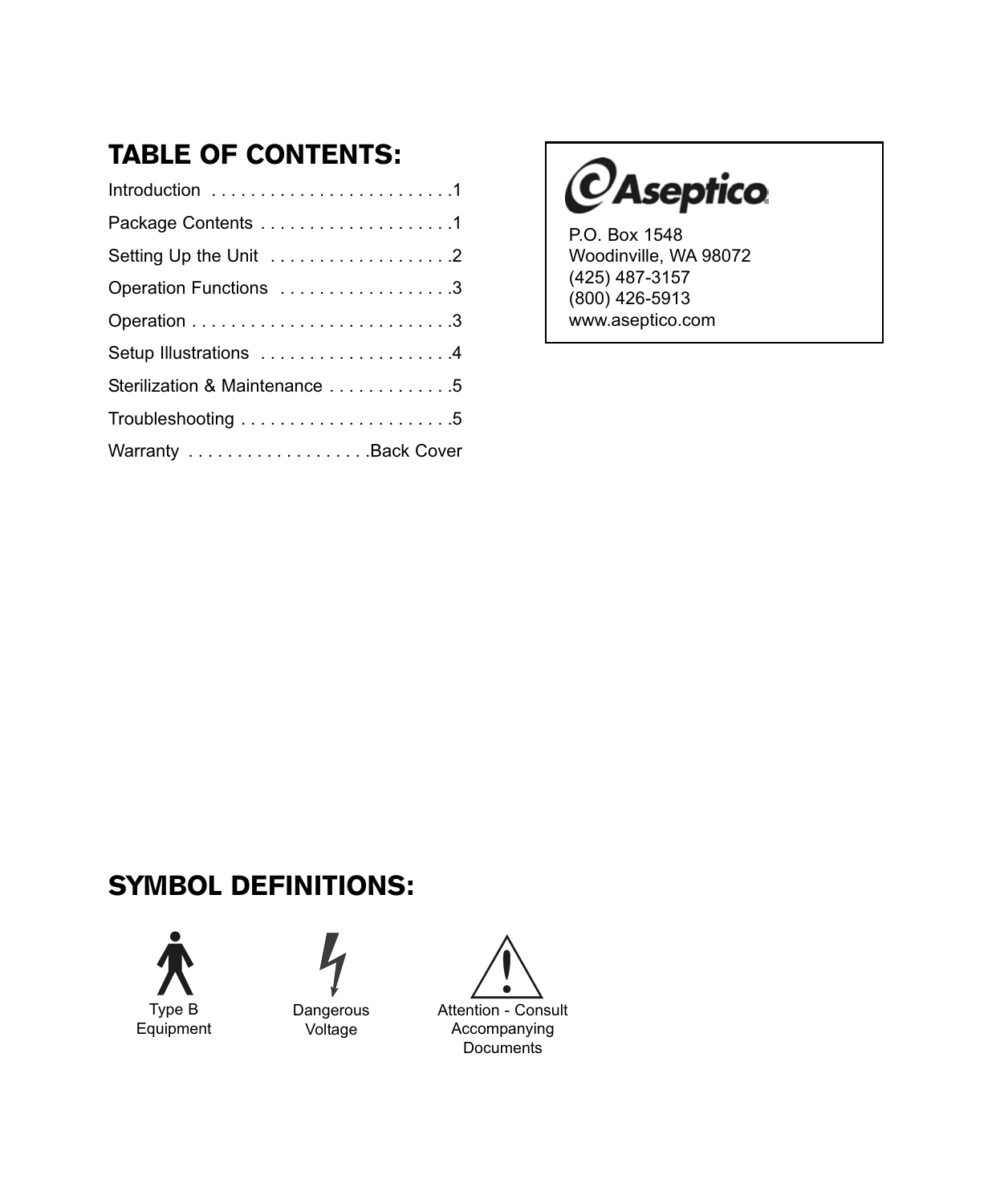## TABLE OF CONTENTS:

Introduction . . . . . . . . . . . . . . . . . . . . . . . . .1

Package Contents . . . . . . . . . . . . . . . . . . . .1

Setting Up the Unit . . . . . . . . . . . . . . . . . . .2

Operation Functions . . . . . . . . . . . . . . . . . .3

Operation . . . . . . . . . . . . . . . . . . . . . . . . . . .3

Setup Illustrations . . . . . . . . . . . . . . . . . . . .4

Sterilization & Maintenance . . . . . . . . . . . . .5

Troubleshooting . . . . . . . . . . . . . . . . . . . . . .5

Warranty . . . . . . . . . . . . . . . . . . .Back Cover

Aseptico

P.O. Box 1548
Woodinville, WA 98072
(425) 487-3157
(800) 426-5913
www.aseptico.com

## SYMBOL DEFINITIONS:

Type B Equipment

Dangerous Voltage

Attention - Consult Accompanying Documents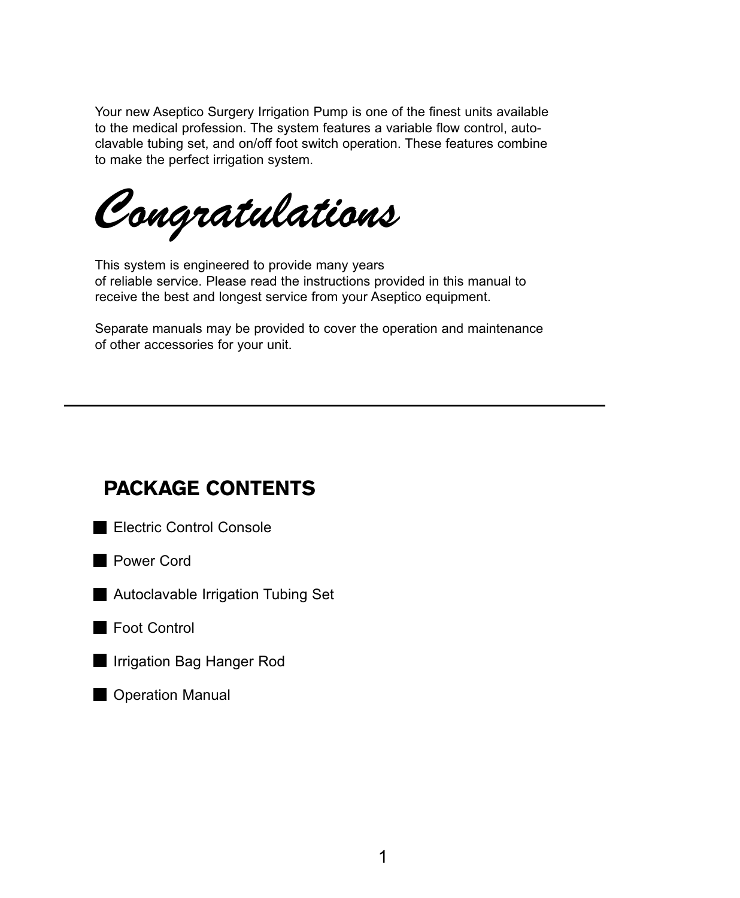Your new Aseptico Surgery Irrigation Pump is one of the finest units available to the medical profession. The system features a variable flow control, autoclavable tubing set, and on/off foot switch operation. These features combine to make the perfect irrigation system.

# *Congratulations*

This system is engineered to provide many years of reliable service. Please read the instructions provided in this manual to receive the best and longest service from your Aseptico equipment.

Separate manuals may be provided to cover the operation and maintenance of other accessories for your unit.

---

## PACKAGE CONTENTS

- Electric Control Console
- Power Cord
- Autoclavable Irrigation Tubing Set
- Foot Control
- Irrigation Bag Hanger Rod
- Operation Manual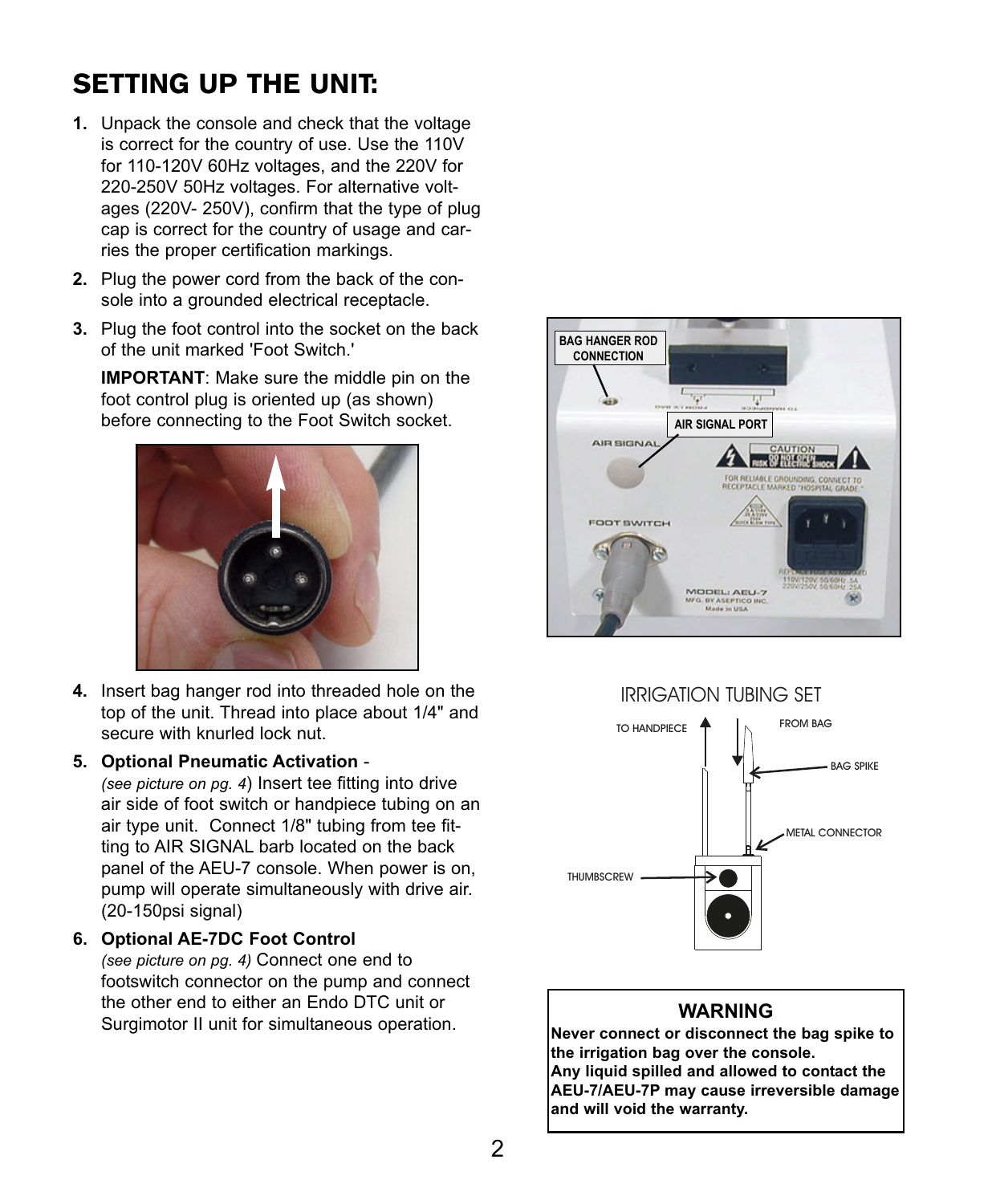# SETTING UP THE UNIT:

1. Unpack the console and check that the voltage is correct for the country of use. Use the 110V for 110-120V 60Hz voltages, and the 220V for 220-250V 50Hz voltages. For alternative voltages (220V- 250V), confirm that the type of plug cap is correct for the country of usage and carries the proper certification markings.
2. Plug the power cord from the back of the console into a grounded electrical receptacle.
3. Plug the foot control into the socket on the back of the unit marked 'Foot Switch.'

   **IMPORTANT**: Make sure the middle pin on the foot control plug is oriented up (as shown) before connecting to the Foot Switch socket.

4. Insert bag hanger rod into threaded hole on the top of the unit. Thread into place about 1/4" and secure with knurled lock nut.
5. **Optional Pneumatic Activation** - *(see picture on pg. 4*) Insert tee fitting into drive air side of foot switch or handpiece tubing on an air type unit. Connect 1/8" tubing from tee fitting to AIR SIGNAL barb located on the back panel of the AEU-7 console. When power is on, pump will operate simultaneously with drive air. (20-150psi signal)
6. **Optional AE-7DC Foot Control** *(see picture on pg. 4)* Connect one end to footswitch connector on the pump and connect the other end to either an Endo DTC unit or Surgimotor II unit for simultaneous operation.

BAG HANGER ROD CONNECTION

AIR SIGNAL PORT

IRRIGATION TUBING SET

TO HANDPIECE

FROM BAG

BAG SPIKE

METAL CONNECTOR

THUMBSCREW

**WARNING**

**Never connect or disconnect the bag spike to the irrigation bag over the console.**
**Any liquid spilled and allowed to contact the AEU-7/AEU-7P may cause irreversible damage and will void the warranty.**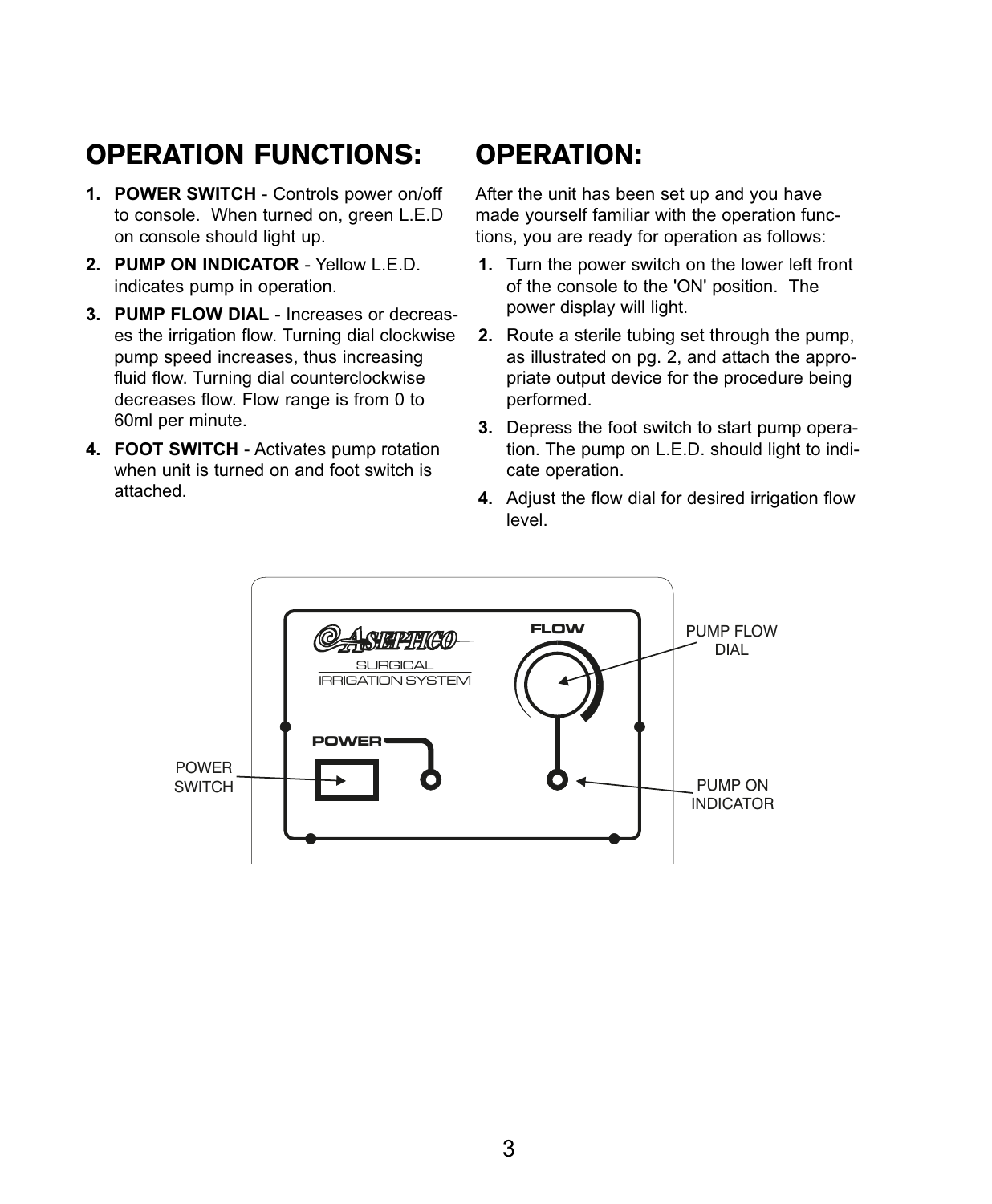## OPERATION FUNCTIONS:

1. **POWER SWITCH** - Controls power on/off to console. When turned on, green L.E.D on console should light up.
2. **PUMP ON INDICATOR** - Yellow L.E.D. indicates pump in operation.
3. **PUMP FLOW DIAL** - Increases or decreases the irrigation flow. Turning dial clockwise pump speed increases, thus increasing fluid flow. Turning dial counterclockwise decreases flow. Flow range is from 0 to 60ml per minute.
4. **FOOT SWITCH** - Activates pump rotation when unit is turned on and foot switch is attached.

## OPERATION:

After the unit has been set up and you have made yourself familiar with the operation functions, you are ready for operation as follows:

1. Turn the power switch on the lower left front of the console to the 'ON' position. The power display will light.
2. Route a sterile tubing set through the pump, as illustrated on pg. 2, and attach the appropriate output device for the procedure being performed.
3. Depress the foot switch to start pump operation. The pump on L.E.D. should light to indicate operation.
4. Adjust the flow dial for desired irrigation flow level.

ASEPTICO

SURGICAL

IRRIGATION SYSTEM

FLOW

POWER

PUMP FLOW DIAL

POWER SWITCH

PUMP ON INDICATOR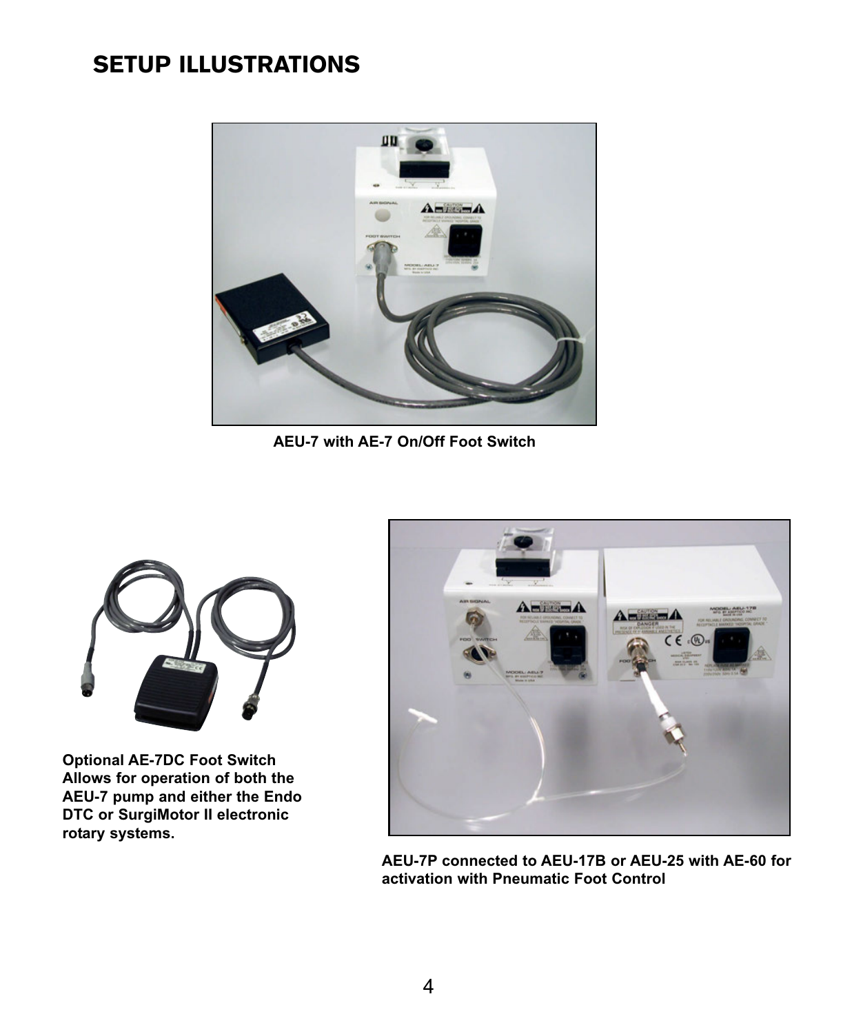# SETUP ILLUSTRATIONS

**AEU-7 with AE-7 On/Off Foot Switch**

**Optional AE-7DC Foot Switch Allows for operation of both the AEU-7 pump and either the Endo DTC or SurgiMotor II electronic rotary systems.**

**AEU-7P connected to AEU-17B or AEU-25 with AE-60 for activation with Pneumatic Foot Control**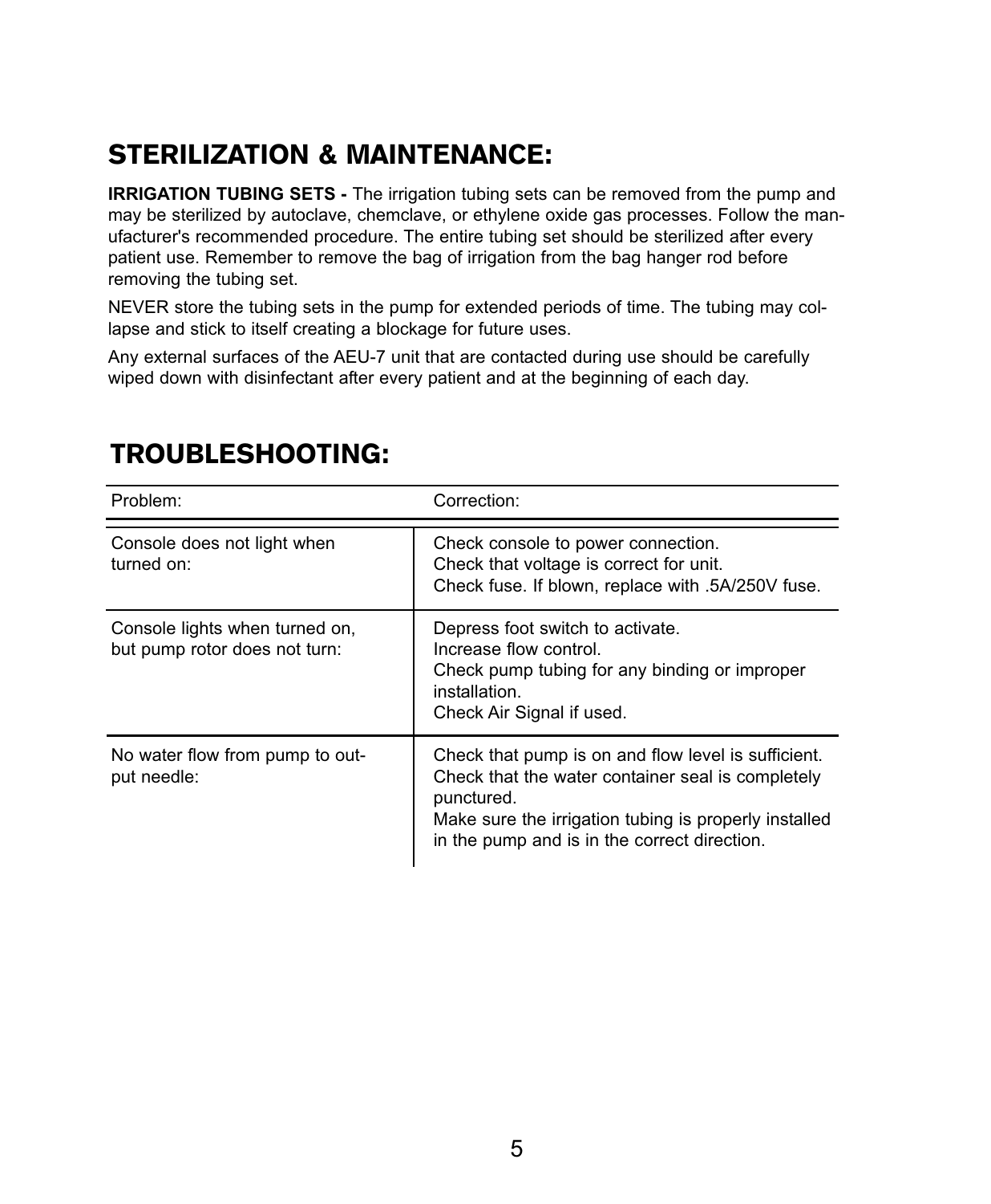## STERILIZATION & MAINTENANCE:

**IRRIGATION TUBING SETS -** The irrigation tubing sets can be removed from the pump and may be sterilized by autoclave, chemclave, or ethylene oxide gas processes. Follow the manufacturer's recommended procedure. The entire tubing set should be sterilized after every patient use. Remember to remove the bag of irrigation from the bag hanger rod before removing the tubing set.

NEVER store the tubing sets in the pump for extended periods of time. The tubing may collapse and stick to itself creating a blockage for future uses.

Any external surfaces of the AEU-7 unit that are contacted during use should be carefully wiped down with disinfectant after every patient and at the beginning of each day.

## TROUBLESHOOTING:

| Problem: | Correction: |
|---|---|
| Console does not light when turned on: | Check console to power connection.<br>Check that voltage is correct for unit.<br>Check fuse. If blown, replace with .5A/250V fuse. |
| Console lights when turned on, but pump rotor does not turn: | Depress foot switch to activate.<br>Increase flow control.<br>Check pump tubing for any binding or improper installation.<br>Check Air Signal if used. |
| No water flow from pump to output needle: | Check that pump is on and flow level is sufficient.<br>Check that the water container seal is completely punctured.<br>Make sure the irrigation tubing is properly installed in the pump and is in the correct direction. |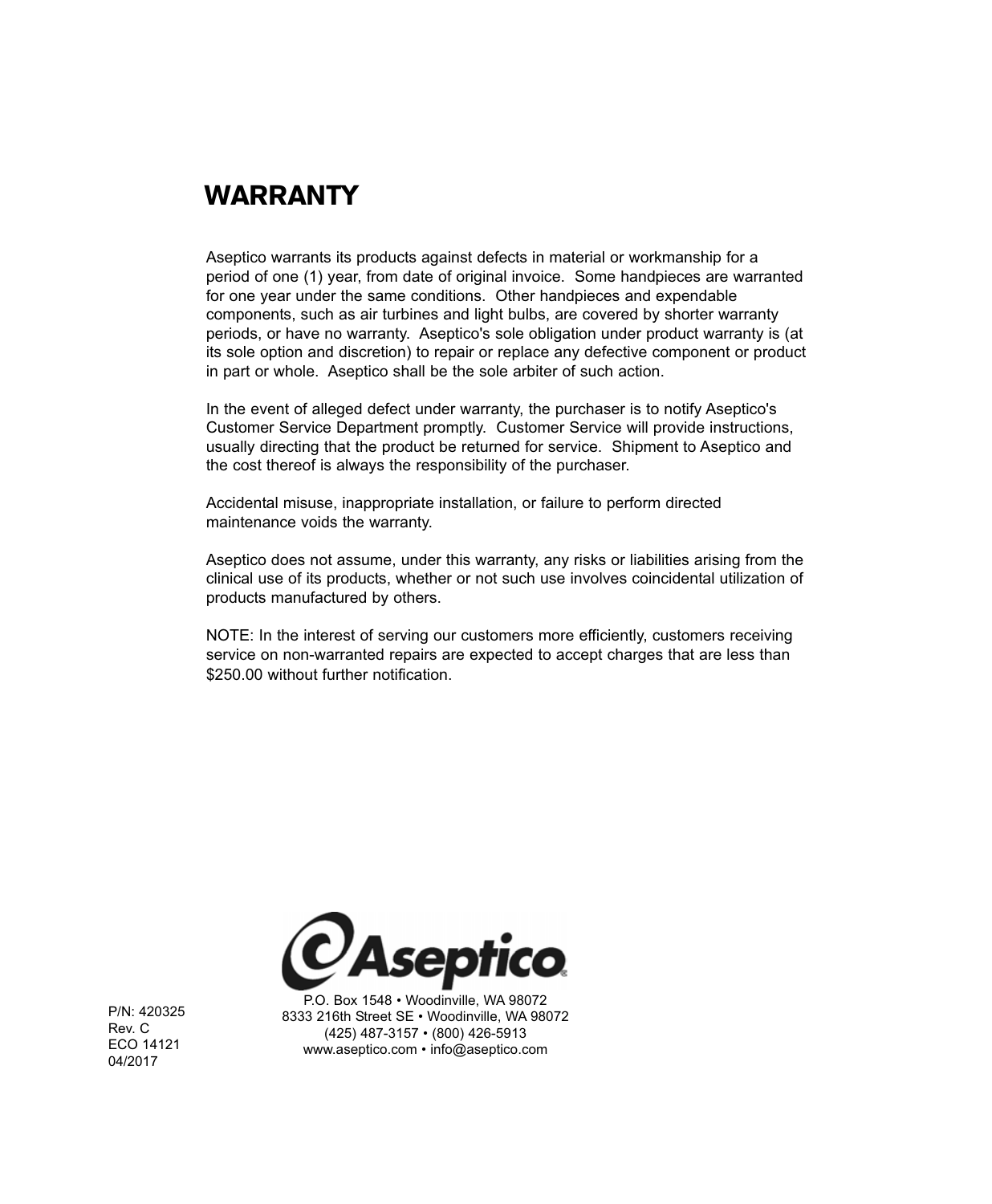# WARRANTY

Aseptico warrants its products against defects in material or workmanship for a period of one (1) year, from date of original invoice. Some handpieces are warranted for one year under the same conditions. Other handpieces and expendable components, such as air turbines and light bulbs, are covered by shorter warranty periods, or have no warranty. Aseptico's sole obligation under product warranty is (at its sole option and discretion) to repair or replace any defective component or product in part or whole. Aseptico shall be the sole arbiter of such action.

In the event of alleged defect under warranty, the purchaser is to notify Aseptico's Customer Service Department promptly. Customer Service will provide instructions, usually directing that the product be returned for service. Shipment to Aseptico and the cost thereof is always the responsibility of the purchaser.

Accidental misuse, inappropriate installation, or failure to perform directed maintenance voids the warranty.

Aseptico does not assume, under this warranty, any risks or liabilities arising from the clinical use of its products, whether or not such use involves coincidental utilization of products manufactured by others.

NOTE: In the interest of serving our customers more efficiently, customers receiving service on non-warranted repairs are expected to accept charges that are less than $250.00 without further notification.

Aseptico

P.O. Box 1548 • Woodinville, WA 98072
8333 216th Street SE • Woodinville, WA 98072
(425) 487-3157 • (800) 426-5913
www.aseptico.com • info@aseptico.com

P/N: 420325
Rev. C
ECO 14121
04/2017